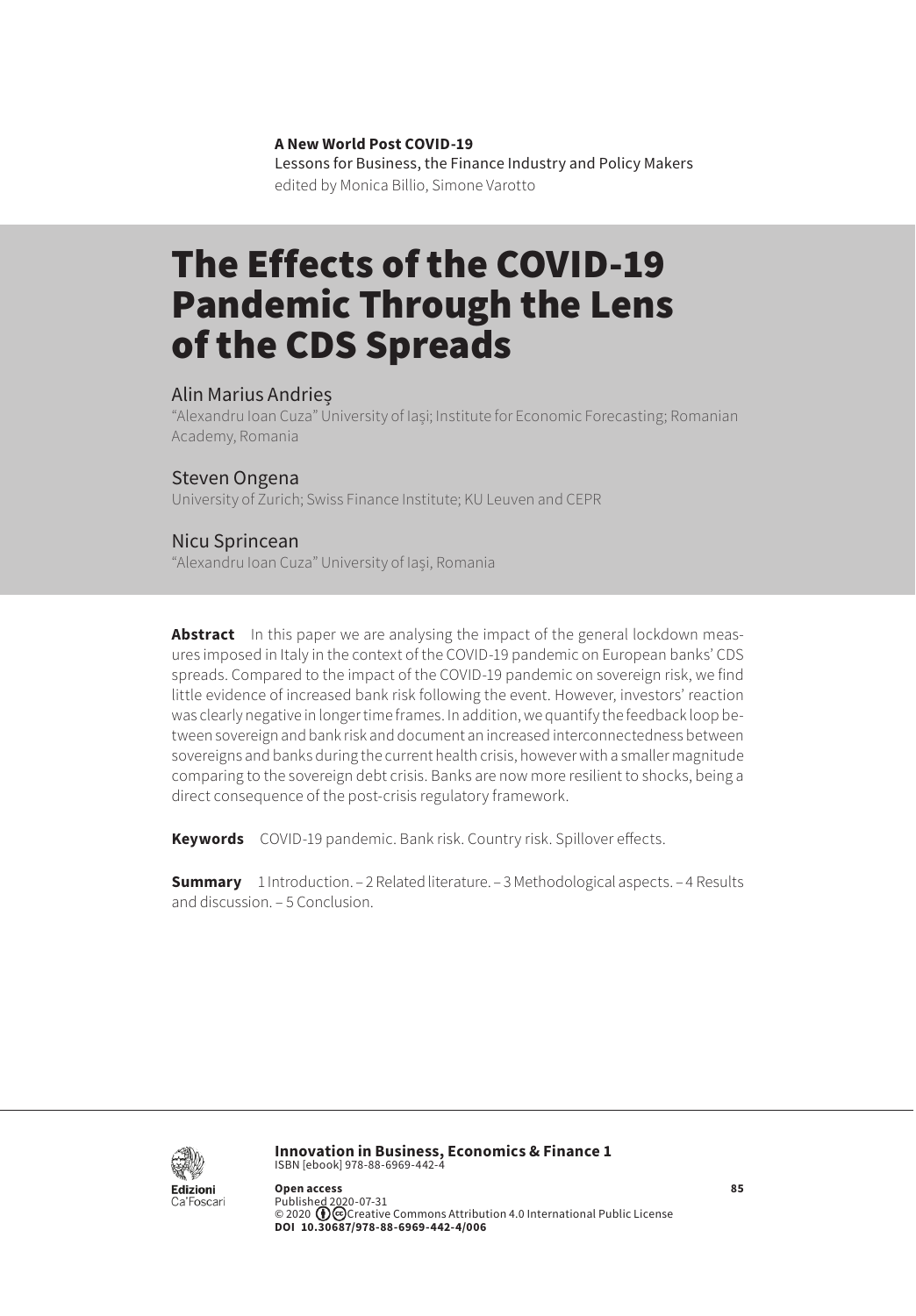**A New World Post COVID-19**
Lessons for Business, the Finance Industry and Policy Makers
edited by Monica Billio, Simone Varotto

# The Effects of the COVID-19 Pandemic Through the Lens of the CDS Spreads

Alin Marius Andrieș
"Alexandru Ioan Cuza" University of Iași; Institute for Economic Forecasting; Romanian Academy, Romania

Steven Ongena
University of Zurich; Swiss Finance Institute; KU Leuven and CEPR

Nicu Sprincean
"Alexandru Ioan Cuza" University of Iași, Romania

**Abstract** In this paper we are analysing the impact of the general lockdown measures imposed in Italy in the context of the COVID-19 pandemic on European banks' CDS spreads. Compared to the impact of the COVID-19 pandemic on sovereign risk, we find little evidence of increased bank risk following the event. However, investors' reaction was clearly negative in longer time frames. In addition, we quantify the feedback loop between sovereign and bank risk and document an increased interconnectedness between sovereigns and banks during the current health crisis, however with a smaller magnitude comparing to the sovereign debt crisis. Banks are now more resilient to shocks, being a direct consequence of the post-crisis regulatory framework.

**Keywords** COVID-19 pandemic. Bank risk. Country risk. Spillover effects.

**Summary** 1 Introduction. – 2 Related literature. – 3 Methodological aspects. – 4 Results and discussion. – 5 Conclusion.

**Innovation in Business, Economics & Finance 1**
ISBN [ebook] 978-88-6969-442-4

**Open access**
Published 2020-07-31
© 2020 Creative Commons Attribution 4.0 International Public License
**DOI 10.30687/978-88-6969-442-4/006**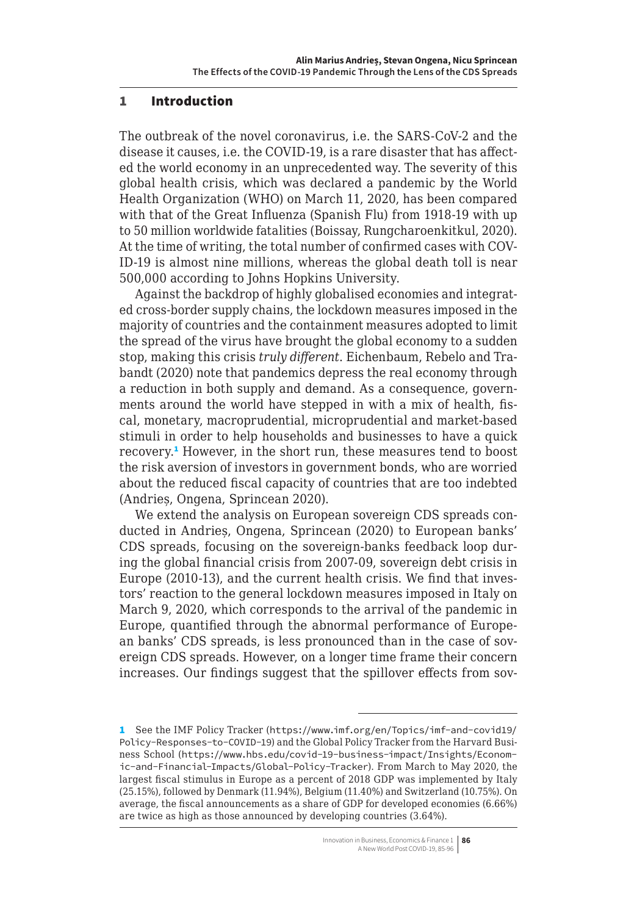## 1 Introduction

The outbreak of the novel coronavirus, i.e. the SARS-CoV-2 and the disease it causes, i.e. the COVID-19, is a rare disaster that has affected the world economy in an unprecedented way. The severity of this global health crisis, which was declared a pandemic by the World Health Organization (WHO) on March 11, 2020, has been compared with that of the Great Influenza (Spanish Flu) from 1918-19 with up to 50 million worldwide fatalities (Boissay, Rungcharoenkitkul, 2020). At the time of writing, the total number of confirmed cases with COVID-19 is almost nine millions, whereas the global death toll is near 500,000 according to Johns Hopkins University.

Against the backdrop of highly globalised economies and integrated cross-border supply chains, the lockdown measures imposed in the majority of countries and the containment measures adopted to limit the spread of the virus have brought the global economy to a sudden stop, making this crisis *truly different*. Eichenbaum, Rebelo and Trabandt (2020) note that pandemics depress the real economy through a reduction in both supply and demand. As a consequence, governments around the world have stepped in with a mix of health, fiscal, monetary, macroprudential, microprudential and market-based stimuli in order to help households and businesses to have a quick recovery.[1] However, in the short run, these measures tend to boost the risk aversion of investors in government bonds, who are worried about the reduced fiscal capacity of countries that are too indebted (Andrieș, Ongena, Sprincean 2020).

We extend the analysis on European sovereign CDS spreads conducted in Andrieș, Ongena, Sprincean (2020) to European banks' CDS spreads, focusing on the sovereign-banks feedback loop during the global financial crisis from 2007-09, sovereign debt crisis in Europe (2010-13), and the current health crisis. We find that investors' reaction to the general lockdown measures imposed in Italy on March 9, 2020, which corresponds to the arrival of the pandemic in Europe, quantified through the abnormal performance of European banks' CDS spreads, is less pronounced than in the case of sovereign CDS spreads. However, on a longer time frame their concern increases. Our findings suggest that the spillover effects from sov-

[1] See the IMF Policy Tracker (https://www.imf.org/en/Topics/imf-and-covid19/Policy-Responses-to-COVID-19) and the Global Policy Tracker from the Harvard Business School (https://www.hbs.edu/covid-19-business-impact/Insights/Economic-and-Financial-Impacts/Global-Policy-Tracker). From March to May 2020, the largest fiscal stimulus in Europe as a percent of 2018 GDP was implemented by Italy (25.15%), followed by Denmark (11.94%), Belgium (11.40%) and Switzerland (10.75%). On average, the fiscal announcements as a share of GDP for developed economies (6.66%) are twice as high as those announced by developing countries (3.64%).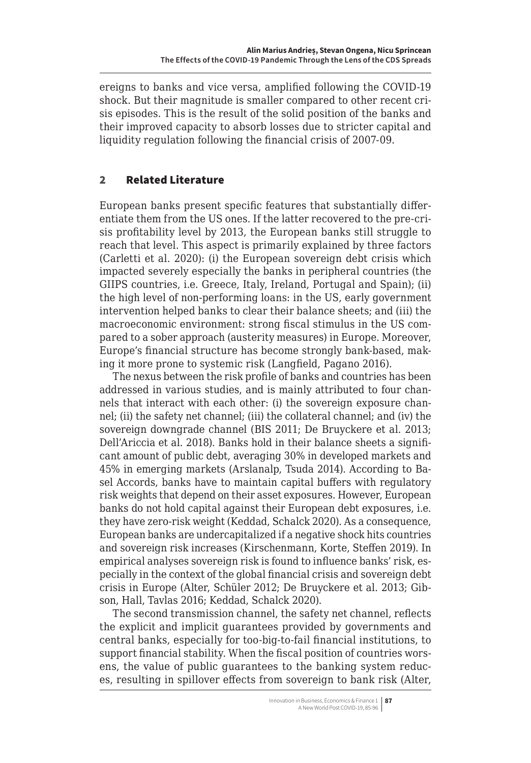ereigns to banks and vice versa, amplified following the COVID-19 shock. But their magnitude is smaller compared to other recent crisis episodes. This is the result of the solid position of the banks and their improved capacity to absorb losses due to stricter capital and liquidity regulation following the financial crisis of 2007-09.

## 2 Related Literature

European banks present specific features that substantially differentiate them from the US ones. If the latter recovered to the pre-crisis profitability level by 2013, the European banks still struggle to reach that level. This aspect is primarily explained by three factors (Carletti et al. 2020): (i) the European sovereign debt crisis which impacted severely especially the banks in peripheral countries (the GIIPS countries, i.e. Greece, Italy, Ireland, Portugal and Spain); (ii) the high level of non-performing loans: in the US, early government intervention helped banks to clear their balance sheets; and (iii) the macroeconomic environment: strong fiscal stimulus in the US compared to a sober approach (austerity measures) in Europe. Moreover, Europe's financial structure has become strongly bank-based, making it more prone to systemic risk (Langfield, Pagano 2016).

The nexus between the risk profile of banks and countries has been addressed in various studies, and is mainly attributed to four channels that interact with each other: (i) the sovereign exposure channel; (ii) the safety net channel; (iii) the collateral channel; and (iv) the sovereign downgrade channel (BIS 2011; De Bruyckere et al. 2013; Dell'Ariccia et al. 2018). Banks hold in their balance sheets a significant amount of public debt, averaging 30% in developed markets and 45% in emerging markets (Arslanalp, Tsuda 2014). According to Basel Accords, banks have to maintain capital buffers with regulatory risk weights that depend on their asset exposures. However, European banks do not hold capital against their European debt exposures, i.e. they have zero-risk weight (Keddad, Schalck 2020). As a consequence, European banks are undercapitalized if a negative shock hits countries and sovereign risk increases (Kirschenmann, Korte, Steffen 2019). In empirical analyses sovereign risk is found to influence banks' risk, especially in the context of the global financial crisis and sovereign debt crisis in Europe (Alter, Schüler 2012; De Bruyckere et al. 2013; Gibson, Hall, Tavlas 2016; Keddad, Schalck 2020).

The second transmission channel, the safety net channel, reflects the explicit and implicit guarantees provided by governments and central banks, especially for too-big-to-fail financial institutions, to support financial stability. When the fiscal position of countries worsens, the value of public guarantees to the banking system reduces, resulting in spillover effects from sovereign to bank risk (Alter,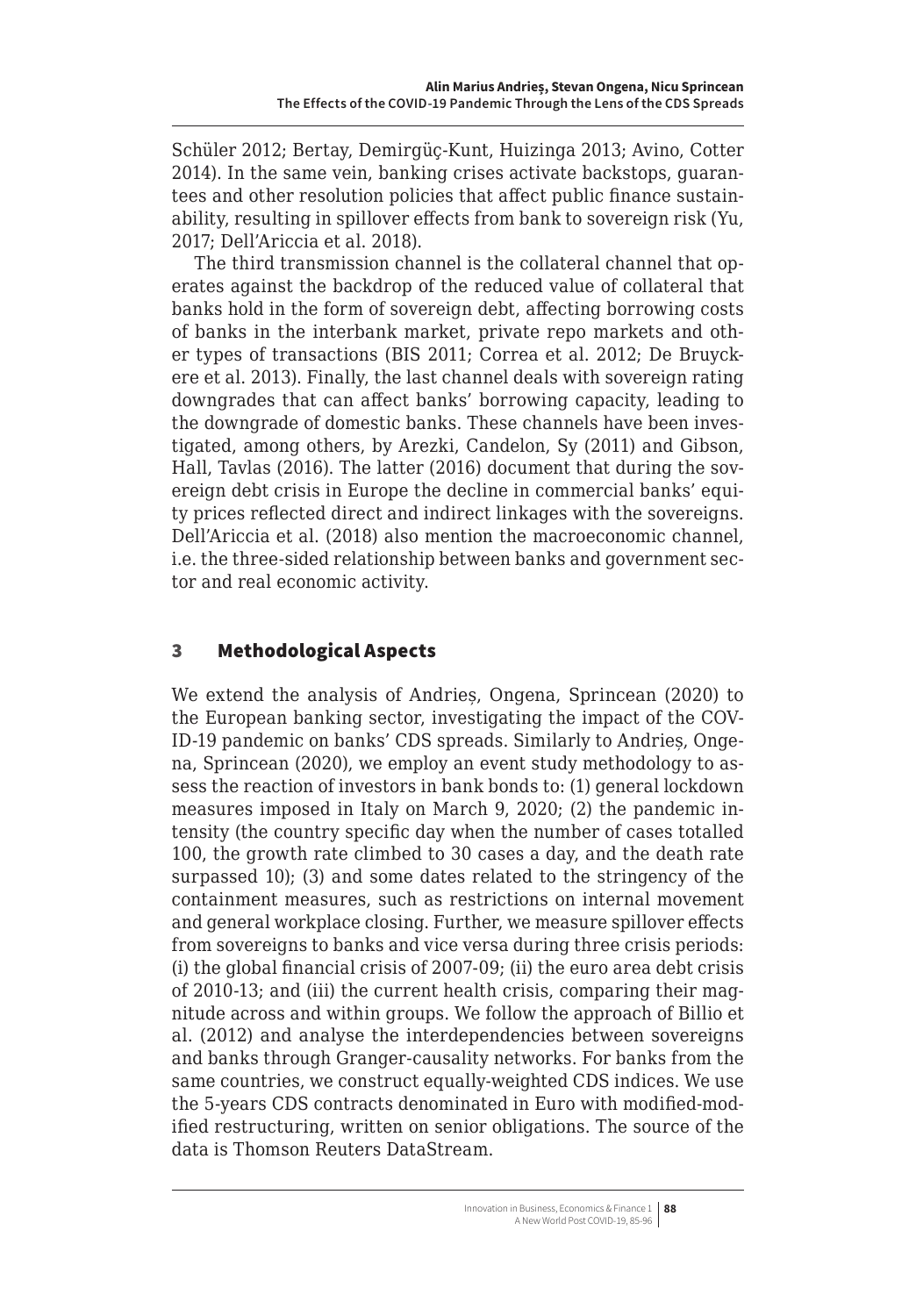Schüler 2012; Bertay, Demirgüç-Kunt, Huizinga 2013; Avino, Cotter 2014). In the same vein, banking crises activate backstops, guarantees and other resolution policies that affect public finance sustainability, resulting in spillover effects from bank to sovereign risk (Yu, 2017; Dell'Ariccia et al. 2018).

The third transmission channel is the collateral channel that operates against the backdrop of the reduced value of collateral that banks hold in the form of sovereign debt, affecting borrowing costs of banks in the interbank market, private repo markets and other types of transactions (BIS 2011; Correa et al. 2012; De Bruyckere et al. 2013). Finally, the last channel deals with sovereign rating downgrades that can affect banks' borrowing capacity, leading to the downgrade of domestic banks. These channels have been investigated, among others, by Arezki, Candelon, Sy (2011) and Gibson, Hall, Tavlas (2016). The latter (2016) document that during the sovereign debt crisis in Europe the decline in commercial banks' equity prices reflected direct and indirect linkages with the sovereigns. Dell'Ariccia et al. (2018) also mention the macroeconomic channel, i.e. the three-sided relationship between banks and government sector and real economic activity.

## 3 Methodological Aspects

We extend the analysis of Andrieș, Ongena, Sprincean (2020) to the European banking sector, investigating the impact of the COVID-19 pandemic on banks' CDS spreads. Similarly to Andrieș, Ongena, Sprincean (2020), we employ an event study methodology to assess the reaction of investors in bank bonds to: (1) general lockdown measures imposed in Italy on March 9, 2020; (2) the pandemic intensity (the country specific day when the number of cases totalled 100, the growth rate climbed to 30 cases a day, and the death rate surpassed 10); (3) and some dates related to the stringency of the containment measures, such as restrictions on internal movement and general workplace closing. Further, we measure spillover effects from sovereigns to banks and vice versa during three crisis periods: (i) the global financial crisis of 2007-09; (ii) the euro area debt crisis of 2010-13; and (iii) the current health crisis, comparing their magnitude across and within groups. We follow the approach of Billio et al. (2012) and analyse the interdependencies between sovereigns and banks through Granger-causality networks. For banks from the same countries, we construct equally-weighted CDS indices. We use the 5-years CDS contracts denominated in Euro with modified-modified restructuring, written on senior obligations. The source of the data is Thomson Reuters DataStream.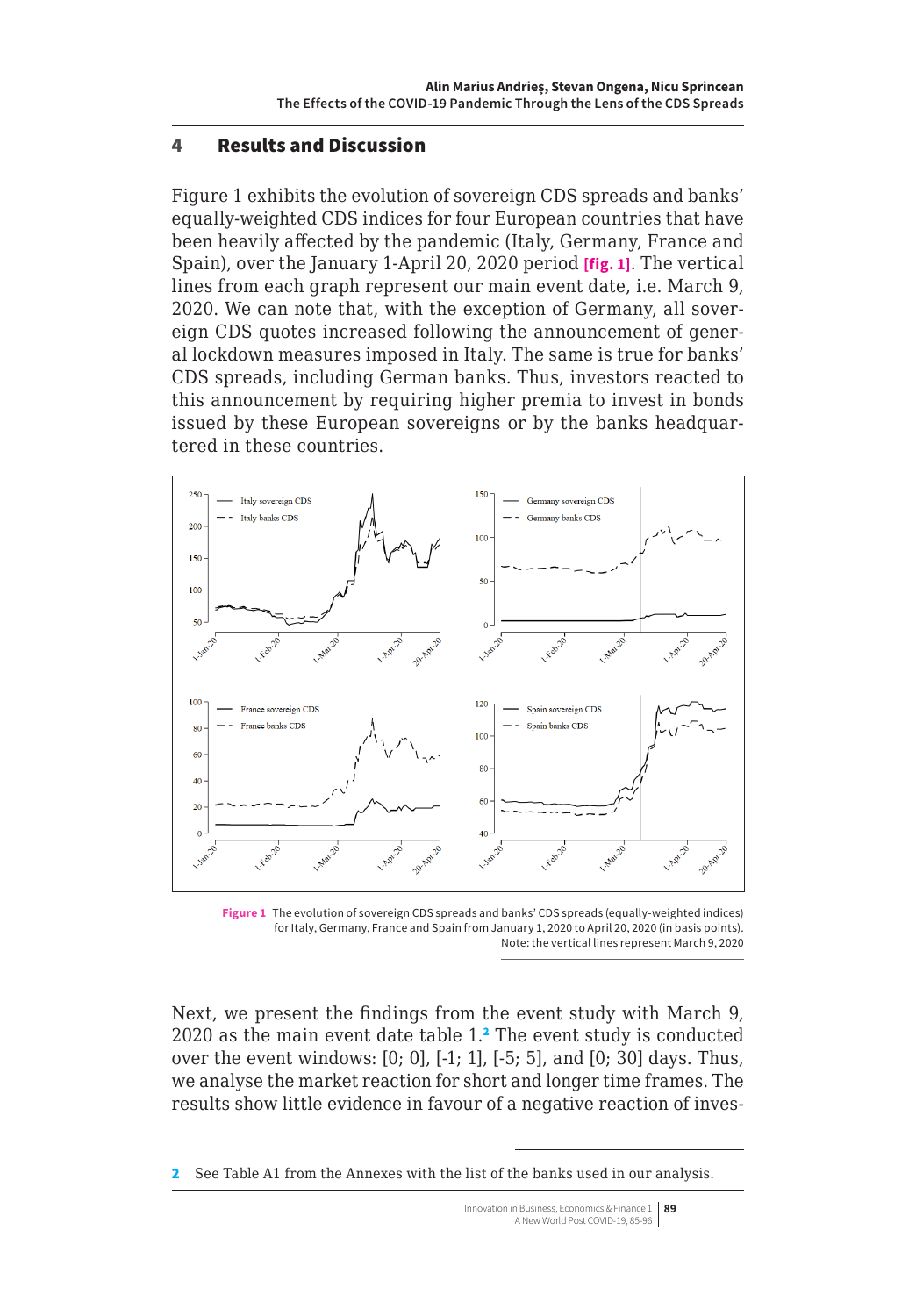## 4 Results and Discussion

Figure 1 exhibits the evolution of sovereign CDS spreads and banks' equally-weighted CDS indices for four European countries that have been heavily affected by the pandemic (Italy, Germany, France and Spain), over the January 1-April 20, 2020 period [fig. 1]. The vertical lines from each graph represent our main event date, i.e. March 9, 2020. We can note that, with the exception of Germany, all sovereign CDS quotes increased following the announcement of general lockdown measures imposed in Italy. The same is true for banks' CDS spreads, including German banks. Thus, investors reacted to this announcement by requiring higher premia to invest in bonds issued by these European sovereigns or by the banks headquartered in these countries.

**Figure 1** The evolution of sovereign CDS spreads and banks' CDS spreads (equally-weighted indices) for Italy, Germany, France and Spain from January 1, 2020 to April 20, 2020 (in basis points). Note: the vertical lines represent March 9, 2020

Next, we present the findings from the event study with March 9, 2020 as the main event date table 1.[2] The event study is conducted over the event windows: [0; 0], [-1; 1], [-5; 5], and [0; 30] days. Thus, we analyse the market reaction for short and longer time frames. The results show little evidence in favour of a negative reaction of inves-

2 See Table A1 from the Annexes with the list of the banks used in our analysis.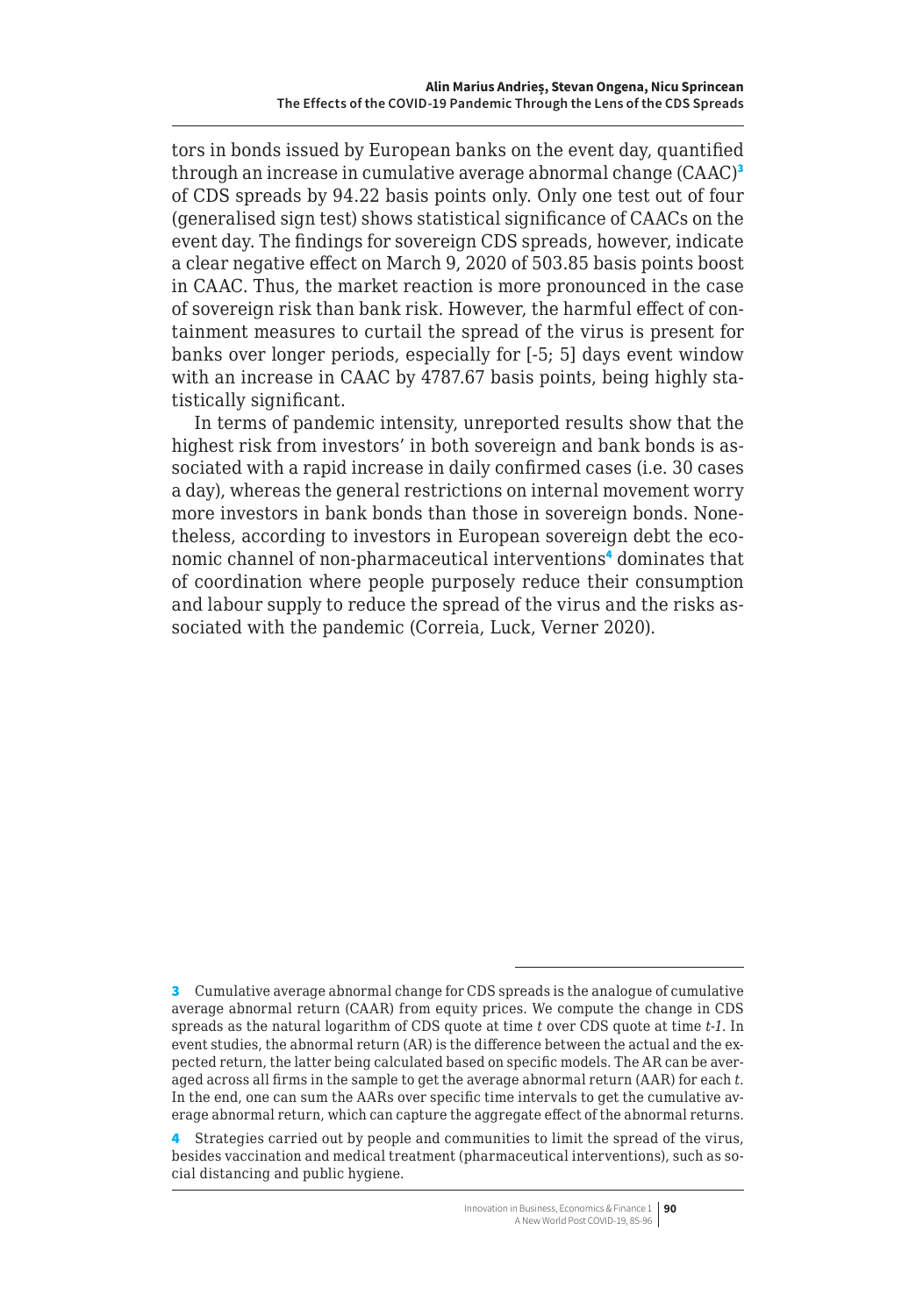tors in bonds issued by European banks on the event day, quantified through an increase in cumulative average abnormal change (CAAC)[3] of CDS spreads by 94.22 basis points only. Only one test out of four (generalised sign test) shows statistical significance of CAACs on the event day. The findings for sovereign CDS spreads, however, indicate a clear negative effect on March 9, 2020 of 503.85 basis points boost in CAAC. Thus, the market reaction is more pronounced in the case of sovereign risk than bank risk. However, the harmful effect of containment measures to curtail the spread of the virus is present for banks over longer periods, especially for [-5; 5] days event window with an increase in CAAC by 4787.67 basis points, being highly statistically significant.

In terms of pandemic intensity, unreported results show that the highest risk from investors' in both sovereign and bank bonds is associated with a rapid increase in daily confirmed cases (i.e. 30 cases a day), whereas the general restrictions on internal movement worry more investors in bank bonds than those in sovereign bonds. Nonetheless, according to investors in European sovereign debt the economic channel of non-pharmaceutical interventions[4] dominates that of coordination where people purposely reduce their consumption and labour supply to reduce the spread of the virus and the risks associated with the pandemic (Correia, Luck, Verner 2020).

---

[3] Cumulative average abnormal change for CDS spreads is the analogue of cumulative average abnormal return (CAAR) from equity prices. We compute the change in CDS spreads as the natural logarithm of CDS quote at time $t$ over CDS quote at time $t-1$. In event studies, the abnormal return (AR) is the difference between the actual and the expected return, the latter being calculated based on specific models. The AR can be averaged across all firms in the sample to get the average abnormal return (AAR) for each $t$. In the end, one can sum the AARs over specific time intervals to get the cumulative average abnormal return, which can capture the aggregate effect of the abnormal returns.

[4] Strategies carried out by people and communities to limit the spread of the virus, besides vaccination and medical treatment (pharmaceutical interventions), such as social distancing and public hygiene.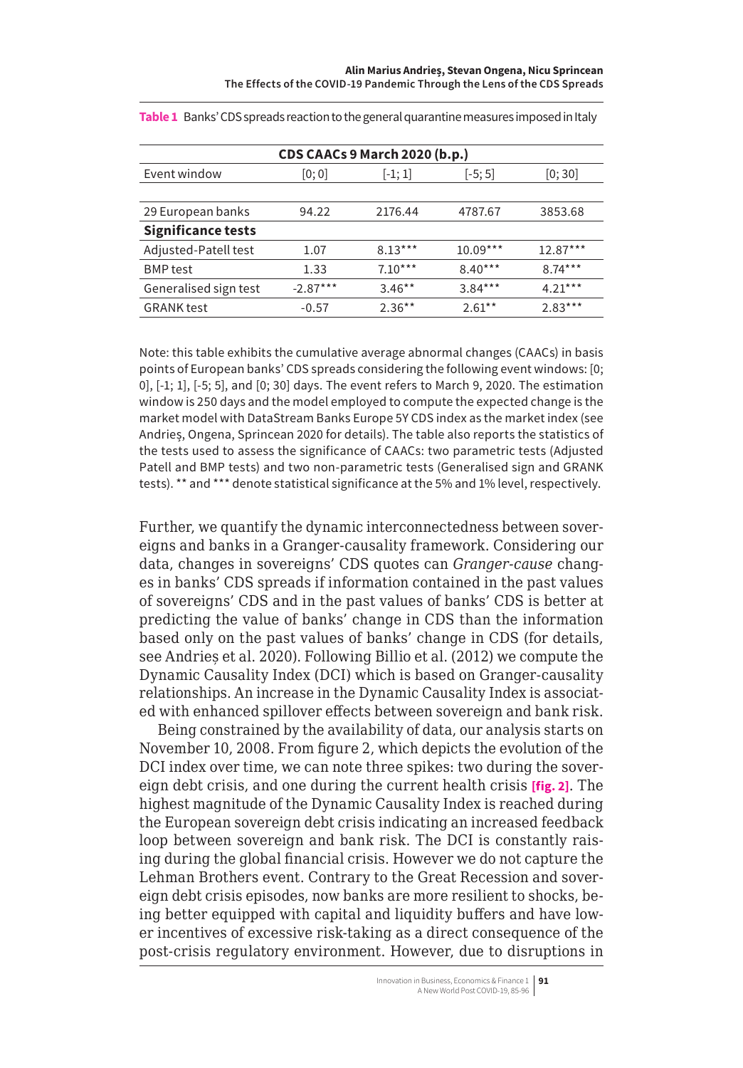**Table 1** Banks' CDS spreads reaction to the general quarantine measures imposed in Italy

| CDS CAACs 9 March 2020 (b.p.) | | | | |
|---|---|---|---|---|
| Event window | [0; 0] | [-1; 1] | [-5; 5] | [0; 30] |
| 29 European banks | 94.22 | 2176.44 | 4787.67 | 3853.68 |
| **Significance tests** | | | | |
| Adjusted-Patell test | 1.07 | 8.13*** | 10.09*** | 12.87*** |
| BMP test | 1.33 | 7.10*** | 8.40*** | 8.74*** |
| Generalised sign test | -2.87*** | 3.46** | 3.84*** | 4.21*** |
| GRANK test | -0.57 | 2.36** | 2.61** | 2.83*** |

Note: this table exhibits the cumulative average abnormal changes (CAACs) in basis points of European banks' CDS spreads considering the following event windows: [0; 0], [-1; 1], [-5; 5], and [0; 30] days. The event refers to March 9, 2020. The estimation window is 250 days and the model employed to compute the expected change is the market model with DataStream Banks Europe 5Y CDS index as the market index (see Andrieş, Ongena, Sprincean 2020 for details). The table also reports the statistics of the tests used to assess the significance of CAACs: two parametric tests (Adjusted Patell and BMP tests) and two non-parametric tests (Generalised sign and GRANK tests). ** and *** denote statistical significance at the 5% and 1% level, respectively.

Further, we quantify the dynamic interconnectedness between sovereigns and banks in a Granger-causality framework. Considering our data, changes in sovereigns' CDS quotes can *Granger-cause* changes in banks' CDS spreads if information contained in the past values of sovereigns' CDS and in the past values of banks' CDS is better at predicting the value of banks' change in CDS than the information based only on the past values of banks' change in CDS (for details, see Andrieș et al. 2020). Following Billio et al. (2012) we compute the Dynamic Causality Index (DCI) which is based on Granger-causality relationships. An increase in the Dynamic Causality Index is associated with enhanced spillover effects between sovereign and bank risk.

Being constrained by the availability of data, our analysis starts on November 10, 2008. From figure 2, which depicts the evolution of the DCI index over time, we can note three spikes: two during the sovereign debt crisis, and one during the current health crisis **[fig. 2]**. The highest magnitude of the Dynamic Causality Index is reached during the European sovereign debt crisis indicating an increased feedback loop between sovereign and bank risk. The DCI is constantly raising during the global financial crisis. However we do not capture the Lehman Brothers event. Contrary to the Great Recession and sovereign debt crisis episodes, now banks are more resilient to shocks, being better equipped with capital and liquidity buffers and have lower incentives of excessive risk-taking as a direct consequence of the post-crisis regulatory environment. However, due to disruptions in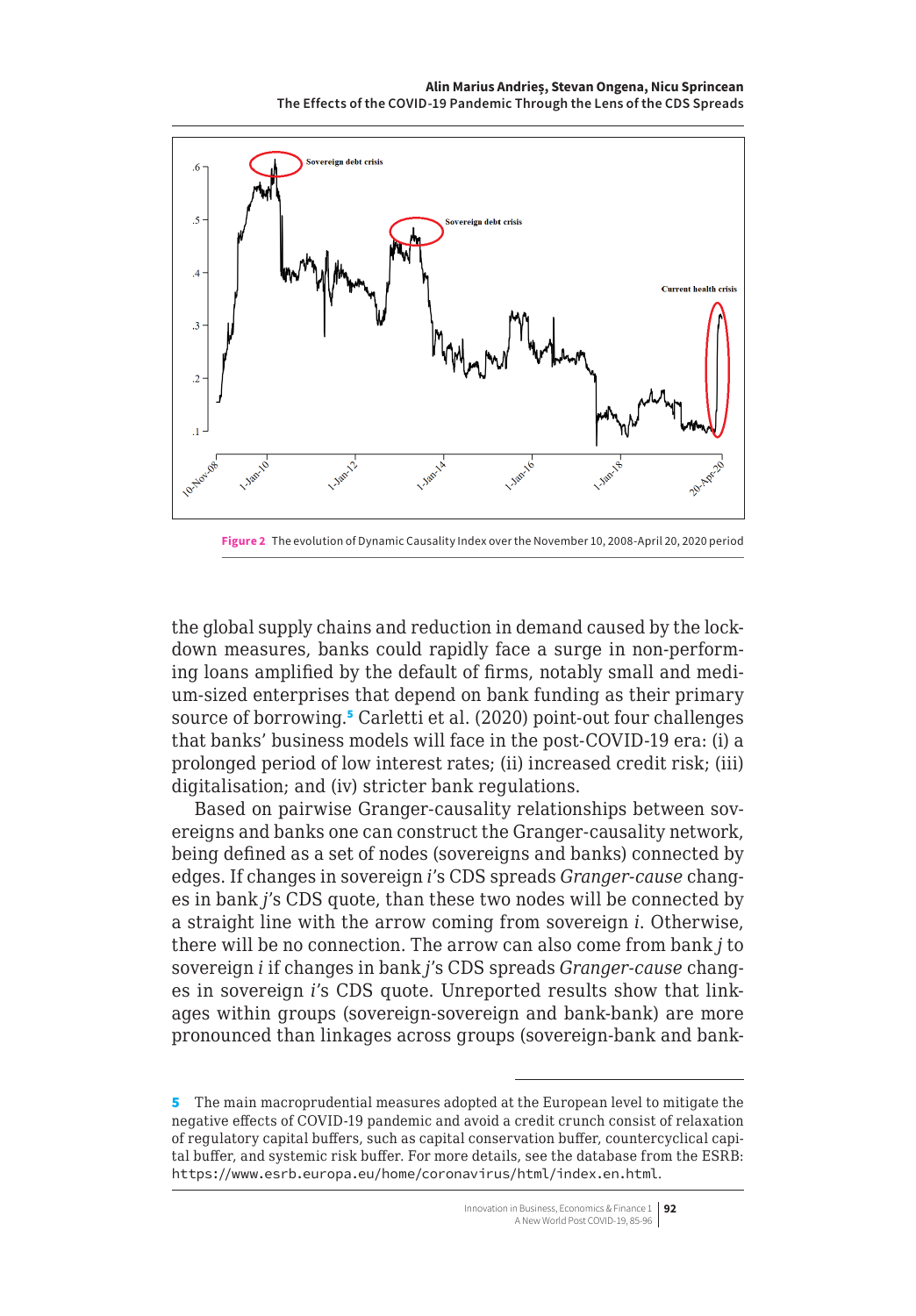Figure 2 The evolution of Dynamic Causality Index over the November 10, 2008-April 20, 2020 period

the global supply chains and reduction in demand caused by the lockdown measures, banks could rapidly face a surge in non-performing loans amplified by the default of firms, notably small and medium-sized enterprises that depend on bank funding as their primary source of borrowing.[5] Carletti et al. (2020) point-out four challenges that banks' business models will face in the post-COVID-19 era: (i) a prolonged period of low interest rates; (ii) increased credit risk; (iii) digitalisation; and (iv) stricter bank regulations.

Based on pairwise Granger-causality relationships between sovereigns and banks one can construct the Granger-causality network, being defined as a set of nodes (sovereigns and banks) connected by edges. If changes in sovereign *i*'s CDS spreads *Granger-cause* changes in bank *j*'s CDS quote, than these two nodes will be connected by a straight line with the arrow coming from sovereign *i*. Otherwise, there will be no connection. The arrow can also come from bank *j* to sovereign *i* if changes in bank *j*'s CDS spreads *Granger-cause* changes in sovereign *i*'s CDS quote. Unreported results show that linkages within groups (sovereign-sovereign and bank-bank) are more pronounced than linkages across groups (sovereign-bank and bank-

5 The main macroprudential measures adopted at the European level to mitigate the negative effects of COVID-19 pandemic and avoid a credit crunch consist of relaxation of regulatory capital buffers, such as capital conservation buffer, countercyclical capital buffer, and systemic risk buffer. For more details, see the database from the ESRB: https://www.esrb.europa.eu/home/coronavirus/html/index.en.html.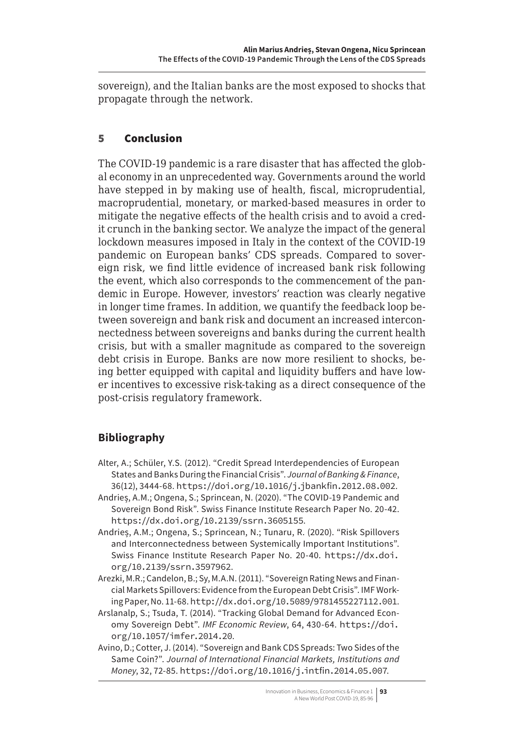sovereign), and the Italian banks are the most exposed to shocks that propagate through the network.

## 5 Conclusion

The COVID-19 pandemic is a rare disaster that has affected the global economy in an unprecedented way. Governments around the world have stepped in by making use of health, fiscal, microprudential, macroprudential, monetary, or marked-based measures in order to mitigate the negative effects of the health crisis and to avoid a credit crunch in the banking sector. We analyze the impact of the general lockdown measures imposed in Italy in the context of the COVID-19 pandemic on European banks' CDS spreads. Compared to sovereign risk, we find little evidence of increased bank risk following the event, which also corresponds to the commencement of the pandemic in Europe. However, investors' reaction was clearly negative in longer time frames. In addition, we quantify the feedback loop between sovereign and bank risk and document an increased interconnectedness between sovereigns and banks during the current health crisis, but with a smaller magnitude as compared to the sovereign debt crisis in Europe. Banks are now more resilient to shocks, being better equipped with capital and liquidity buffers and have lower incentives to excessive risk-taking as a direct consequence of the post-crisis regulatory framework.

## Bibliography

Alter, A.; Schüler, Y.S. (2012). "Credit Spread Interdependencies of European States and Banks During the Financial Crisis". *Journal of Banking & Finance*, 36(12), 3444-68. https://doi.org/10.1016/j.jbankfin.2012.08.002.

Andrieş, A.M.; Ongena, S.; Sprincean, N. (2020). "The COVID-19 Pandemic and Sovereign Bond Risk". Swiss Finance Institute Research Paper No. 20-42. https://dx.doi.org/10.2139/ssrn.3605155.

Andrieş, A.M.; Ongena, S.; Sprincean, N.; Tunaru, R. (2020). "Risk Spillovers and Interconnectedness between Systemically Important Institutions". Swiss Finance Institute Research Paper No. 20-40. https://dx.doi.org/10.2139/ssrn.3597962.

Arezki, M.R.; Candelon, B.; Sy, M.A.N. (2011). "Sovereign Rating News and Financial Markets Spillovers: Evidence from the European Debt Crisis". IMF Working Paper, No. 11-68. http://dx.doi.org/10.5089/9781455227112.001.

Arslanalp, S.; Tsuda, T. (2014). "Tracking Global Demand for Advanced Economy Sovereign Debt". *IMF Economic Review*, 64, 430-64. https://doi.org/10.1057/imfer.2014.20.

Avino, D.; Cotter, J. (2014). "Sovereign and Bank CDS Spreads: Two Sides of the Same Coin?". *Journal of International Financial Markets, Institutions and Money*, 32, 72-85. https://doi.org/10.1016/j.intfin.2014.05.007.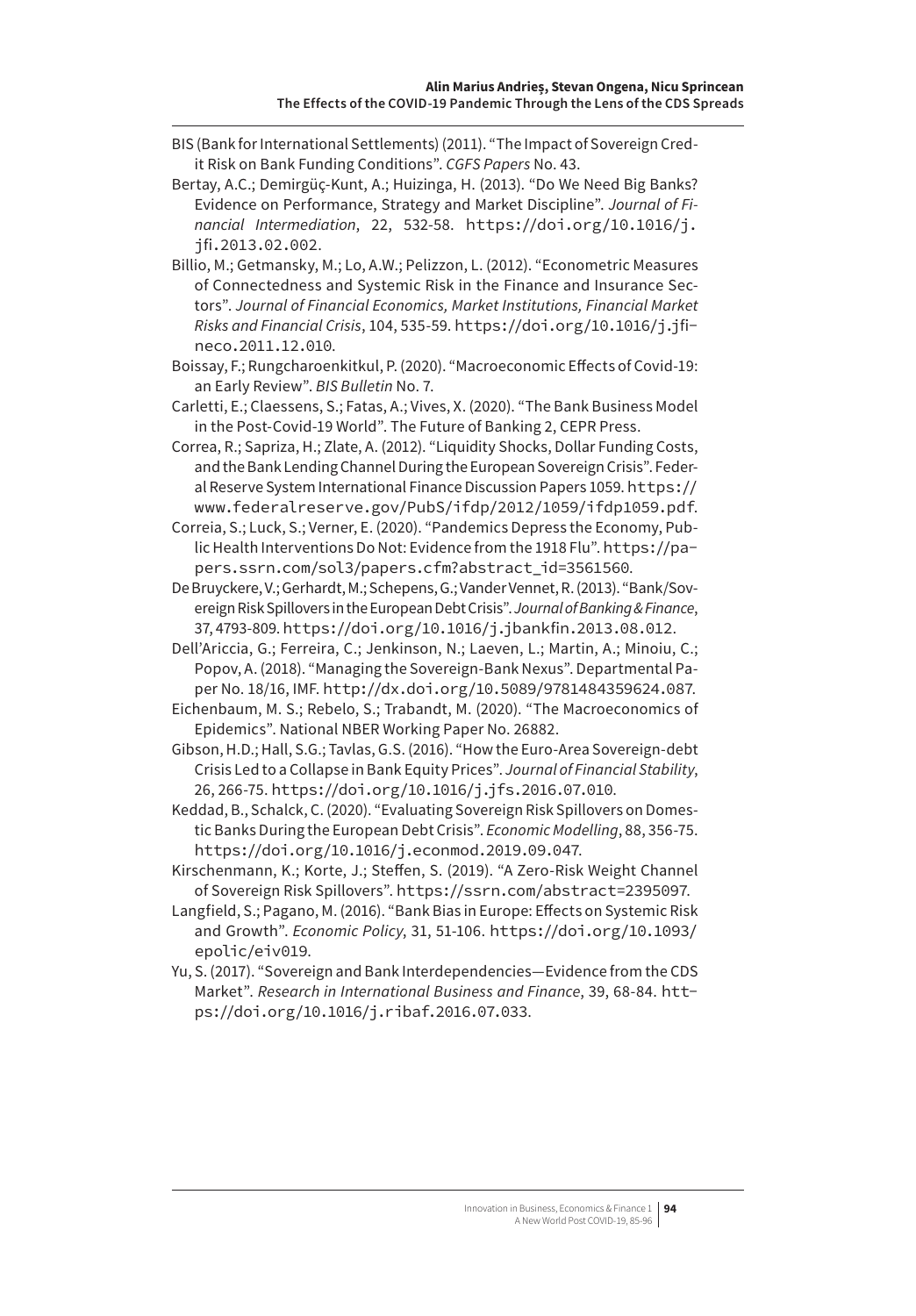BIS (Bank for International Settlements) (2011). "The Impact of Sovereign Credit Risk on Bank Funding Conditions". *CGFS Papers* No. 43.

Bertay, A.C.; Demirgüç-Kunt, A.; Huizinga, H. (2013). "Do We Need Big Banks? Evidence on Performance, Strategy and Market Discipline". *Journal of Financial Intermediation*, 22, 532-58. https://doi.org/10.1016/j.jfi.2013.02.002.

Billio, M.; Getmansky, M.; Lo, A.W.; Pelizzon, L. (2012). "Econometric Measures of Connectedness and Systemic Risk in the Finance and Insurance Sectors". *Journal of Financial Economics, Market Institutions, Financial Market Risks and Financial Crisis*, 104, 535-59. https://doi.org/10.1016/j.jfineco.2011.12.010.

Boissay, F.; Rungcharoenkitkul, P. (2020). "Macroeconomic Effects of Covid-19: an Early Review". *BIS Bulletin* No. 7.

Carletti, E.; Claessens, S.; Fatas, A.; Vives, X. (2020). "The Bank Business Model in the Post-Covid-19 World". The Future of Banking 2, CEPR Press.

Correa, R.; Sapriza, H.; Zlate, A. (2012). "Liquidity Shocks, Dollar Funding Costs, and the Bank Lending Channel During the European Sovereign Crisis". Federal Reserve System International Finance Discussion Papers 1059. https://www.federalreserve.gov/PubS/ifdp/2012/1059/ifdp1059.pdf.

Correia, S.; Luck, S.; Verner, E. (2020). "Pandemics Depress the Economy, Public Health Interventions Do Not: Evidence from the 1918 Flu". https://papers.ssrn.com/sol3/papers.cfm?abstract_id=3561560.

De Bruyckere, V.; Gerhardt, M.; Schepens, G.; Vander Vennet, R. (2013). "Bank/Sovereign Risk Spillovers in the European Debt Crisis". *Journal of Banking & Finance*, 37, 4793-809. https://doi.org/10.1016/j.jbankfin.2013.08.012.

Dell'Ariccia, G.; Ferreira, C.; Jenkinson, N.; Laeven, L.; Martin, A.; Minoiu, C.; Popov, A. (2018). "Managing the Sovereign-Bank Nexus". Departmental Paper No. 18/16, IMF. http://dx.doi.org/10.5089/9781484359624.087.

Eichenbaum, M. S.; Rebelo, S.; Trabandt, M. (2020). "The Macroeconomics of Epidemics". National NBER Working Paper No. 26882.

Gibson, H.D.; Hall, S.G.; Tavlas, G.S. (2016). "How the Euro-Area Sovereign-debt Crisis Led to a Collapse in Bank Equity Prices". *Journal of Financial Stability*, 26, 266-75. https://doi.org/10.1016/j.jfs.2016.07.010.

Keddad, B., Schalck, C. (2020). "Evaluating Sovereign Risk Spillovers on Domestic Banks During the European Debt Crisis". *Economic Modelling*, 88, 356-75. https://doi.org/10.1016/j.econmod.2019.09.047.

Kirschenmann, K.; Korte, J.; Steffen, S. (2019). "A Zero-Risk Weight Channel of Sovereign Risk Spillovers". https://ssrn.com/abstract=2395097.

Langfield, S.; Pagano, M. (2016). "Bank Bias in Europe: Effects on Systemic Risk and Growth". *Economic Policy*, 31, 51-106. https://doi.org/10.1093/epolic/eiv019.

Yu, S. (2017). "Sovereign and Bank Interdependencies—Evidence from the CDS Market". *Research in International Business and Finance*, 39, 68-84. https://doi.org/10.1016/j.ribaf.2016.07.033.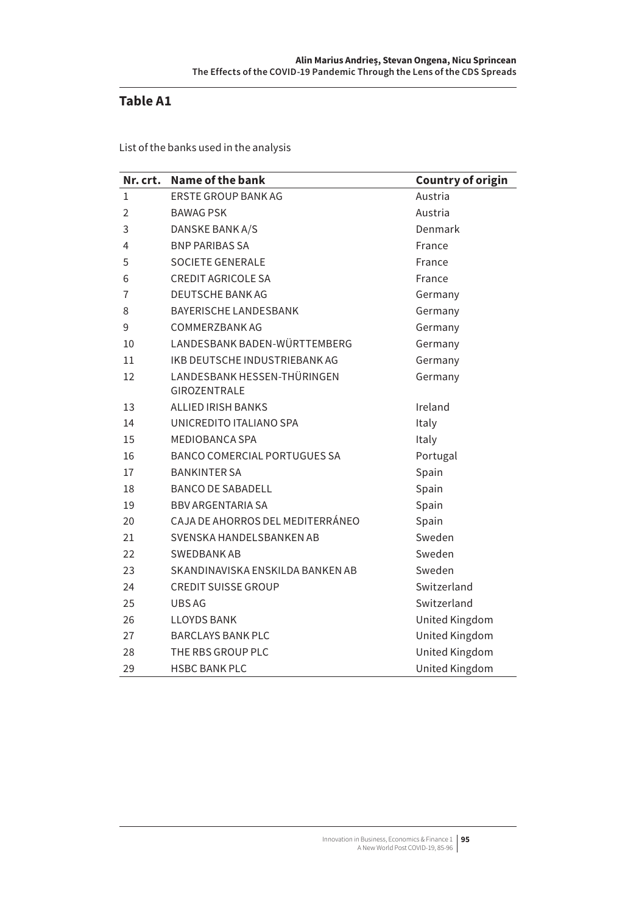## Table A1

List of the banks used in the analysis

| Nr. crt. | Name of the bank | Country of origin |
|---|---|---|
| 1 | ERSTE GROUP BANK AG | Austria |
| 2 | BAWAG PSK | Austria |
| 3 | DANSKE BANK A/S | Denmark |
| 4 | BNP PARIBAS SA | France |
| 5 | SOCIETE GENERALE | France |
| 6 | CREDIT AGRICOLE SA | France |
| 7 | DEUTSCHE BANK AG | Germany |
| 8 | BAYERISCHE LANDESBANK | Germany |
| 9 | COMMERZBANK AG | Germany |
| 10 | LANDESBANK BADEN-WÜRTTEMBERG | Germany |
| 11 | IKB DEUTSCHE INDUSTRIEBANK AG | Germany |
| 12 | LANDESBANK HESSEN-THÜRINGEN GIROZENTRALE | Germany |
| 13 | ALLIED IRISH BANKS | Ireland |
| 14 | UNICREDITO ITALIANO SPA | Italy |
| 15 | MEDIOBANCA SPA | Italy |
| 16 | BANCO COMERCIAL PORTUGUES SA | Portugal |
| 17 | BANKINTER SA | Spain |
| 18 | BANCO DE SABADELL | Spain |
| 19 | BBV ARGENTARIA SA | Spain |
| 20 | CAJA DE AHORROS DEL MEDITERRÁNEO | Spain |
| 21 | SVENSKA HANDELSBANKEN AB | Sweden |
| 22 | SWEDBANK AB | Sweden |
| 23 | SKANDINAVISKA ENSKILDA BANKEN AB | Sweden |
| 24 | CREDIT SUISSE GROUP | Switzerland |
| 25 | UBS AG | Switzerland |
| 26 | LLOYDS BANK | United Kingdom |
| 27 | BARCLAYS BANK PLC | United Kingdom |
| 28 | THE RBS GROUP PLC | United Kingdom |
| 29 | HSBC BANK PLC | United Kingdom |